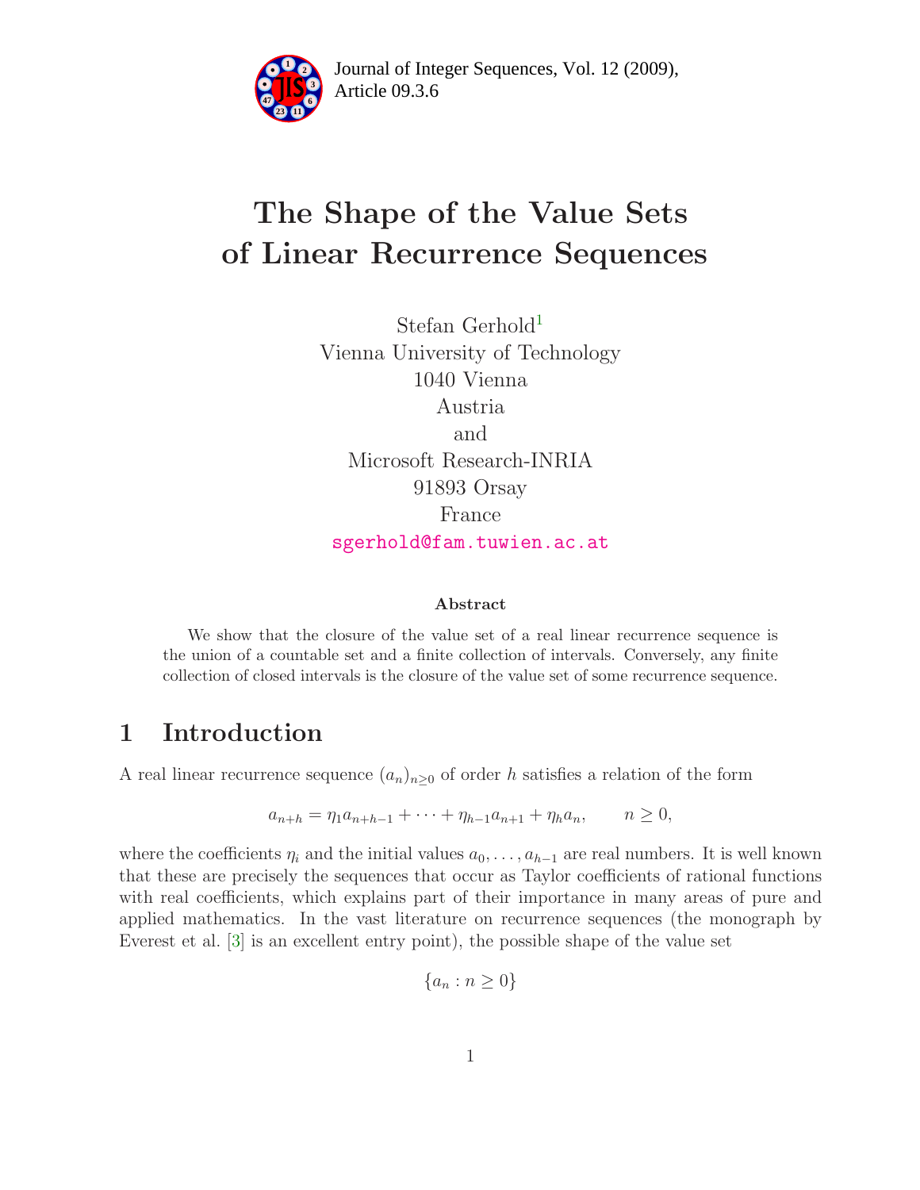# The Shape of the Value Sets of Linear Recurrence Sequences

Stefan Gerhold[1]
Vienna University of Technology
1040 Vienna
Austria
and
Microsoft Research-INRIA
91893 Orsay
France
sgerhold@fam.tuwien.ac.at

### Abstract

We show that the closure of the value set of a real linear recurrence sequence is the union of a countable set and a finite collection of intervals. Conversely, any finite collection of closed intervals is the closure of the value set of some recurrence sequence.

## 1 Introduction

A real linear recurrence sequence $(a_n)_{n\geq 0}$ of order $h$ satisfies a relation of the form

$$a_{n+h} = \eta_1 a_{n+h-1} + \cdots + \eta_{h-1} a_{n+1} + \eta_h a_n, \qquad n \geq 0,$$

where the coefficients $\eta_i$ and the initial values $a_0, \ldots, a_{h-1}$ are real numbers. It is well known that these are precisely the sequences that occur as Taylor coefficients of rational functions with real coefficients, which explains part of their importance in many areas of pure and applied mathematics. In the vast literature on recurrence sequences (the monograph by Everest et al. [3] is an excellent entry point), the possible shape of the value set

$$\{a_n : n \geq 0\}$$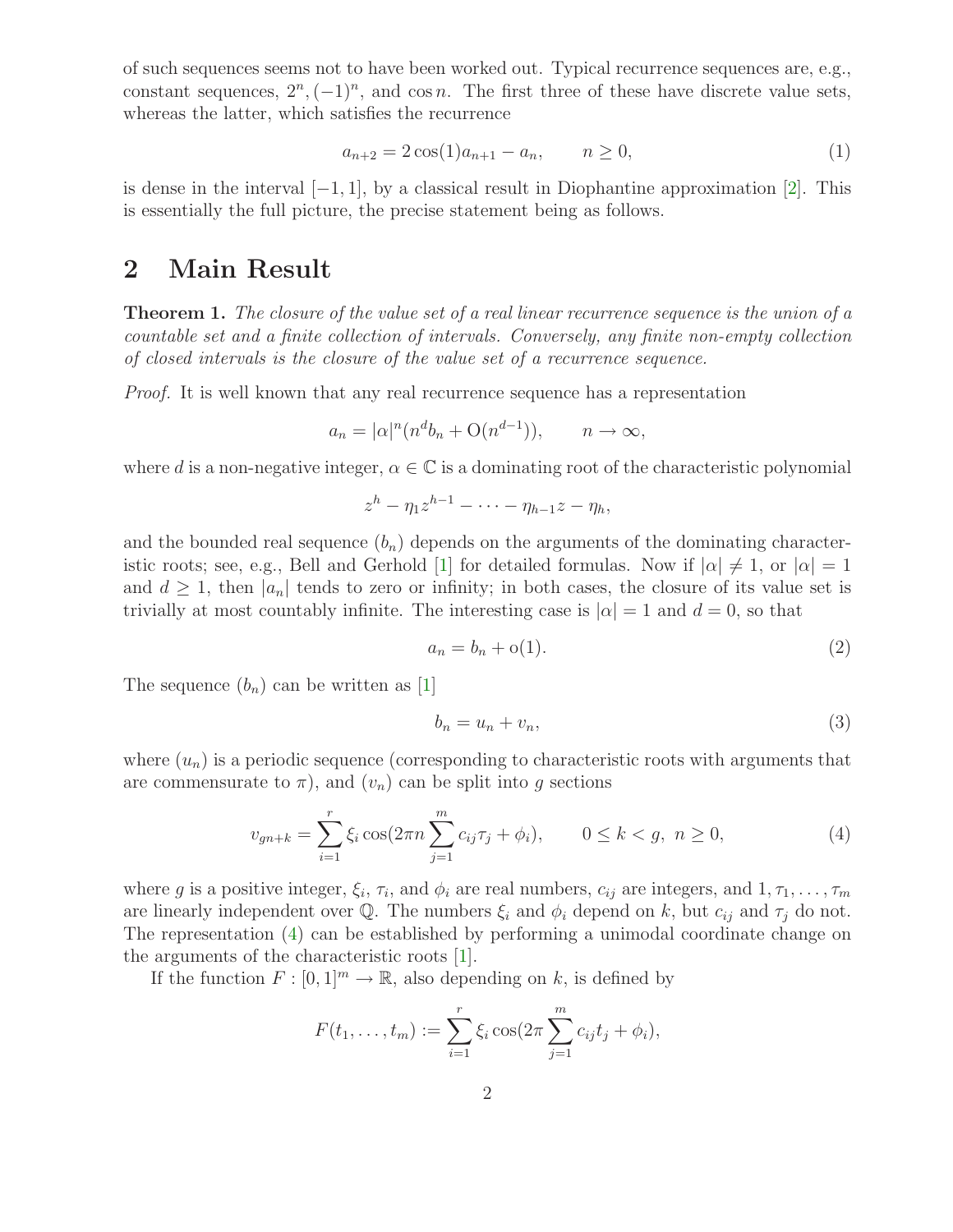of such sequences seems not to have been worked out. Typical recurrence sequences are, e.g., constant sequences, $2^n, (-1)^n$, and $\cos n$. The first three of these have discrete value sets, whereas the latter, which satisfies the recurrence

$$a_{n+2} = 2\cos(1)a_{n+1} - a_n, \qquad n \geq 0, \tag{1}$$

is dense in the interval $[-1, 1]$, by a classical result in Diophantine approximation [2]. This is essentially the full picture, the precise statement being as follows.

## 2 Main Result

**Theorem 1.** *The closure of the value set of a real linear recurrence sequence is the union of a countable set and a finite collection of intervals. Conversely, any finite non-empty collection of closed intervals is the closure of the value set of a recurrence sequence.*

*Proof.* It is well known that any real recurrence sequence has a representation

$$a_n = |\alpha|^n (n^d b_n + \mathrm{O}(n^{d-1})), \qquad n \to \infty,$$

where $d$ is a non-negative integer, $\alpha \in \mathbb{C}$ is a dominating root of the characteristic polynomial

$$z^h - \eta_1 z^{h-1} - \cdots - \eta_{h-1} z - \eta_h,$$

and the bounded real sequence $(b_n)$ depends on the arguments of the dominating characteristic roots; see, e.g., Bell and Gerhold [1] for detailed formulas. Now if $|\alpha| \neq 1$, or $|\alpha| = 1$ and $d \geq 1$, then $|a_n|$ tends to zero or infinity; in both cases, the closure of its value set is trivially at most countably infinite. The interesting case is $|\alpha| = 1$ and $d = 0$, so that

$$a_n = b_n + \mathrm{o}(1). \tag{2}$$

The sequence $(b_n)$ can be written as [1]

$$b_n = u_n + v_n, \tag{3}$$

where $(u_n)$ is a periodic sequence (corresponding to characteristic roots with arguments that are commensurate to $\pi$), and $(v_n)$ can be split into $g$ sections

$$v_{gn+k} = \sum_{i=1}^{r} \xi_i \cos(2\pi n \sum_{j=1}^{m} c_{ij}\tau_j + \phi_i), \qquad 0 \leq k < g, \ n \geq 0, \tag{4}$$

where $g$ is a positive integer, $\xi_i$, $\tau_i$, and $\phi_i$ are real numbers, $c_{ij}$ are integers, and $1, \tau_1, \ldots, \tau_m$ are linearly independent over $\mathbb{Q}$. The numbers $\xi_i$ and $\phi_i$ depend on $k$, but $c_{ij}$ and $\tau_j$ do not. The representation (4) can be established by performing a unimodal coordinate change on the arguments of the characteristic roots [1].

If the function $F : [0, 1]^m \to \mathbb{R}$, also depending on $k$, is defined by

$$F(t_1, \ldots, t_m) := \sum_{i=1}^{r} \xi_i \cos(2\pi \sum_{j=1}^{m} c_{ij} t_j + \phi_i),$$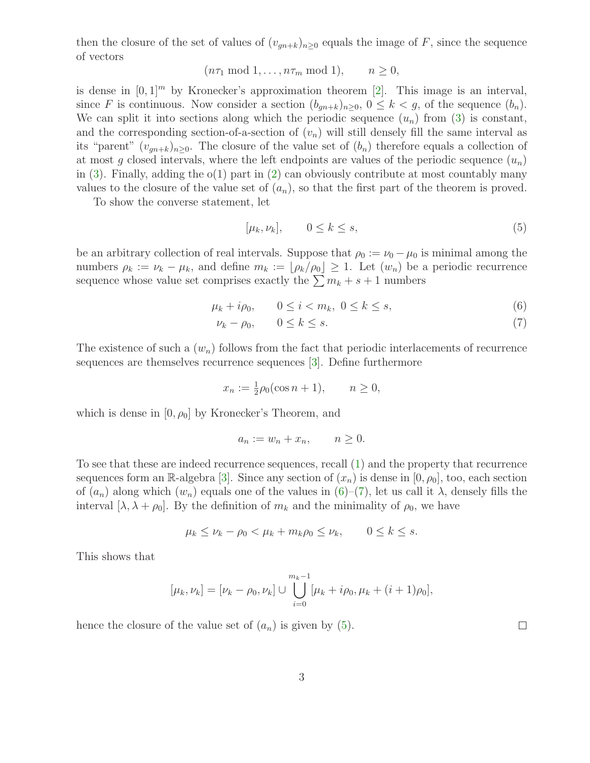then the closure of the set of values of $(v_{gn+k})_{n\geq 0}$ equals the image of $F$, since the sequence of vectors

$$(n\tau_1 \bmod 1, \ldots, n\tau_m \bmod 1), \qquad n \geq 0,$$

is dense in $[0,1]^m$ by Kronecker's approximation theorem [2]. This image is an interval, since $F$ is continuous. Now consider a section $(b_{gn+k})_{n\geq 0}$, $0 \leq k < g$, of the sequence $(b_n)$. We can split it into sections along which the periodic sequence $(u_n)$ from (3) is constant, and the corresponding section-of-a-section of $(v_n)$ will still densely fill the same interval as its "parent" $(v_{gn+k})_{n\geq 0}$. The closure of the value set of $(b_n)$ therefore equals a collection of at most $g$ closed intervals, where the left endpoints are values of the periodic sequence $(u_n)$ in (3). Finally, adding the o(1) part in (2) can obviously contribute at most countably many values to the closure of the value set of $(a_n)$, so that the first part of the theorem is proved.

To show the converse statement, let

$$[\mu_k, \nu_k], \qquad 0 \leq k \leq s, \tag{5}$$

be an arbitrary collection of real intervals. Suppose that $\rho_0 := \nu_0 - \mu_0$ is minimal among the numbers $\rho_k := \nu_k - \mu_k$, and define $m_k := \lfloor \rho_k/\rho_0 \rfloor \geq 1$. Let $(w_n)$ be a periodic recurrence sequence whose value set comprises exactly the $\sum m_k + s + 1$ numbers

$$\mu_k + i\rho_0, \qquad 0 \leq i < m_k,\ 0 \leq k \leq s, \tag{6}$$

$$\nu_k - \rho_0, \qquad 0 \leq k \leq s. \tag{7}$$

The existence of such a $(w_n)$ follows from the fact that periodic interlacements of recurrence sequences are themselves recurrence sequences [3]. Define furthermore

$$x_n := \tfrac{1}{2}\rho_0(\cos n + 1), \qquad n \geq 0,$$

which is dense in $[0, \rho_0]$ by Kronecker's Theorem, and

$$a_n := w_n + x_n, \qquad n \geq 0.$$

To see that these are indeed recurrence sequences, recall (1) and the property that recurrence sequences form an $\mathbb{R}$-algebra [3]. Since any section of $(x_n)$ is dense in $[0, \rho_0]$, too, each section of $(a_n)$ along which $(w_n)$ equals one of the values in (6)–(7), let us call it $\lambda$, densely fills the interval $[\lambda, \lambda + \rho_0]$. By the definition of $m_k$ and the minimality of $\rho_0$, we have

$$\mu_k \leq \nu_k - \rho_0 < \mu_k + m_k\rho_0 \leq \nu_k, \qquad 0 \leq k \leq s.$$

This shows that

$$[\mu_k, \nu_k] = [\nu_k - \rho_0, \nu_k] \cup \bigcup_{i=0}^{m_k - 1} [\mu_k + i\rho_0, \mu_k + (i+1)\rho_0],$$

hence the closure of the value set of $(a_n)$ is given by (5). $\square$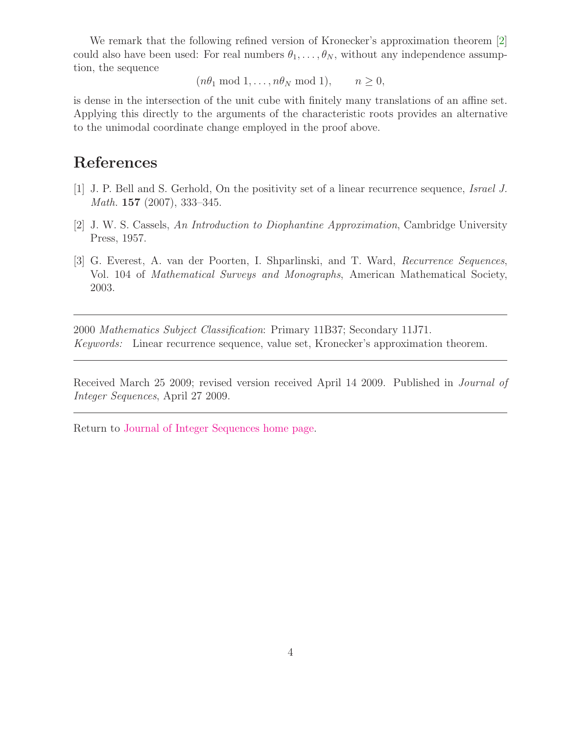We remark that the following refined version of Kronecker's approximation theorem [2] could also have been used: For real numbers $\theta_1, \ldots, \theta_N$, without any independence assumption, the sequence

$$(n\theta_1 \bmod 1, \ldots, n\theta_N \bmod 1), \qquad n \geq 0,$$

is dense in the intersection of the unit cube with finitely many translations of an affine set. Applying this directly to the arguments of the characteristic roots provides an alternative to the unimodal coordinate change employed in the proof above.

## References

[1] J. P. Bell and S. Gerhold, On the positivity set of a linear recurrence sequence, *Israel J. Math.* **157** (2007), 333–345.

[2] J. W. S. Cassels, *An Introduction to Diophantine Approximation*, Cambridge University Press, 1957.

[3] G. Everest, A. van der Poorten, I. Shparlinski, and T. Ward, *Recurrence Sequences*, Vol. 104 of *Mathematical Surveys and Monographs*, American Mathematical Society, 2003.

---

2000 *Mathematics Subject Classification*: Primary 11B37; Secondary 11J71.
*Keywords:* Linear recurrence sequence, value set, Kronecker's approximation theorem.

---

Received March 25 2009; revised version received April 14 2009. Published in *Journal of Integer Sequences*, April 27 2009.

---

Return to Journal of Integer Sequences home page.